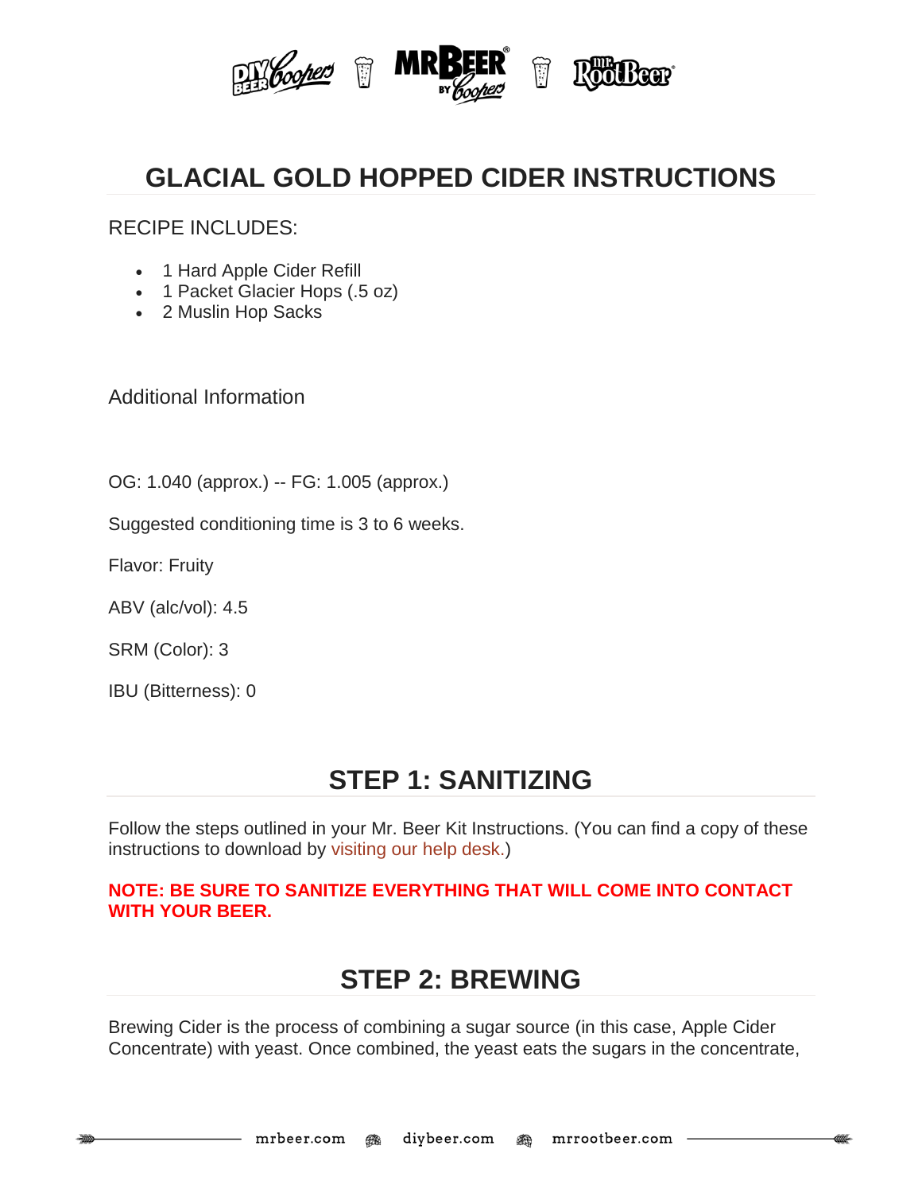# GLACIAL GOLD HOPPED CIDER INSTRUCTIONS

RECIPE INCLUDES:

- 1 Hard Apple Cider Refill
- 1 Packet Glacier Hops (.5 oz)
- 2 Muslin Hop Sacks

Additional Information

OG: 1.040 (approx.) -- FG: 1.005 (approx.)

Suggested conditioning time is 3 to 6 weeks.

Flavor: Fruity

ABV (alc/vol): 4.5

SRM (Color): 3

IBU (Bitterness): 0

## STEP 1: SANITIZING

Follow the steps outlined in your Mr. Beer Kit Instructions. (You can find a copy of these instructions to download by visiting our help desk.)

**NOTE: BE SURE TO SANITIZE EVERYTHING THAT WILL COME INTO CONTACT WITH YOUR BEER.**

## STEP 2: BREWING

Brewing Cider is the process of combining a sugar source (in this case, Apple Cider Concentrate) with yeast. Once combined, the yeast eats the sugars in the concentrate,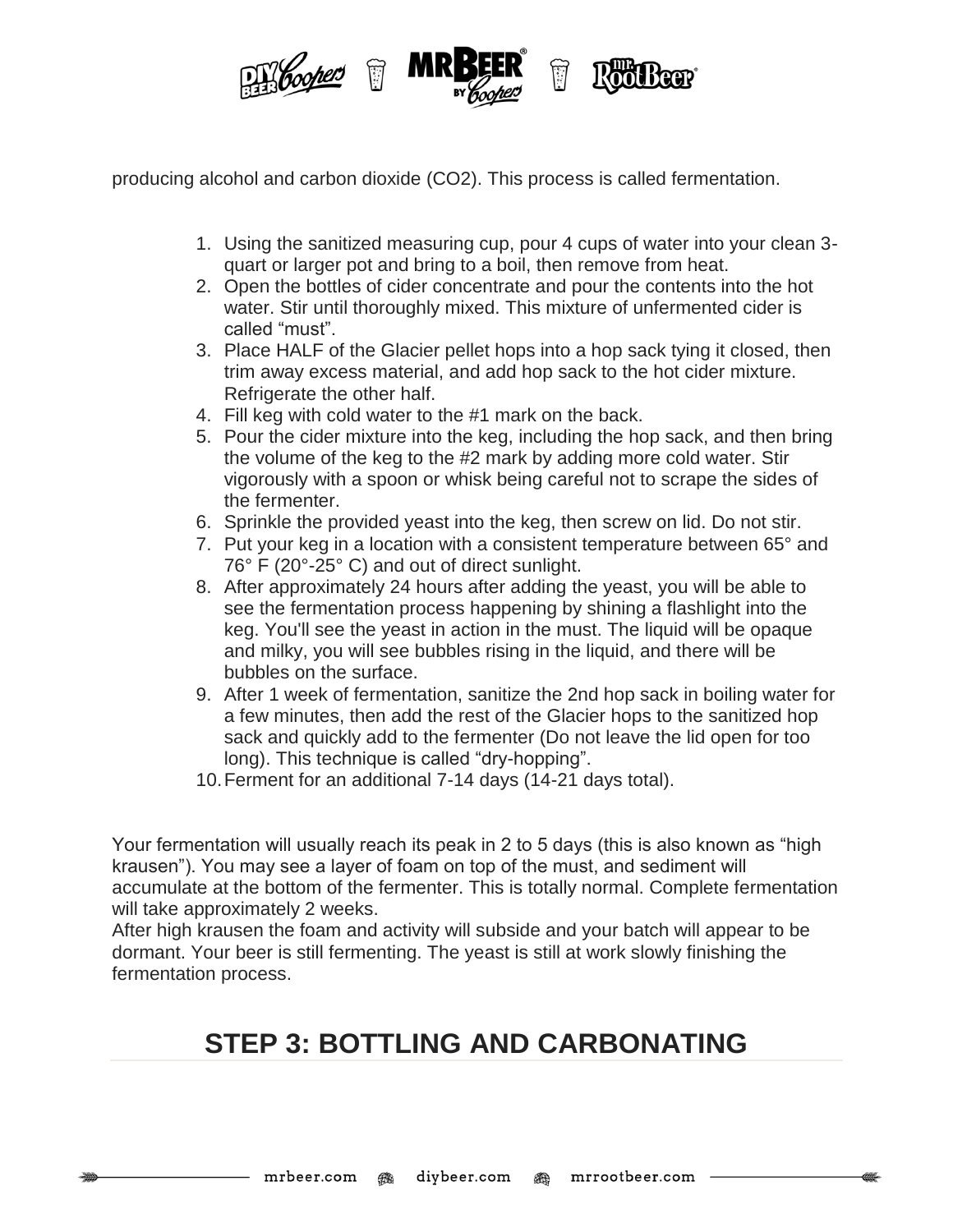producing alcohol and carbon dioxide ($CO_2$). This process is called fermentation.

1. Using the sanitized measuring cup, pour 4 cups of water into your clean 3-quart or larger pot and bring to a boil, then remove from heat.
2. Open the bottles of cider concentrate and pour the contents into the hot water. Stir until thoroughly mixed. This mixture of unfermented cider is called "must".
3. Place HALF of the Glacier pellet hops into a hop sack tying it closed, then trim away excess material, and add hop sack to the hot cider mixture. Refrigerate the other half.
4. Fill keg with cold water to the #1 mark on the back.
5. Pour the cider mixture into the keg, including the hop sack, and then bring the volume of the keg to the #2 mark by adding more cold water. Stir vigorously with a spoon or whisk being careful not to scrape the sides of the fermenter.
6. Sprinkle the provided yeast into the keg, then screw on lid. Do not stir.
7. Put your keg in a location with a consistent temperature between 65° and 76° F (20°-25° C) and out of direct sunlight.
8. After approximately 24 hours after adding the yeast, you will be able to see the fermentation process happening by shining a flashlight into the keg. You'll see the yeast in action in the must. The liquid will be opaque and milky, you will see bubbles rising in the liquid, and there will be bubbles on the surface.
9. After 1 week of fermentation, sanitize the 2nd hop sack in boiling water for a few minutes, then add the rest of the Glacier hops to the sanitized hop sack and quickly add to the fermenter (Do not leave the lid open for too long). This technique is called "dry-hopping".
10. Ferment for an additional 7-14 days (14-21 days total).

Your fermentation will usually reach its peak in 2 to 5 days (this is also known as "high krausen"). You may see a layer of foam on top of the must, and sediment will accumulate at the bottom of the fermenter. This is totally normal. Complete fermentation will take approximately 2 weeks.
After high krausen the foam and activity will subside and your batch will appear to be dormant. Your beer is still fermenting. The yeast is still at work slowly finishing the fermentation process.

## STEP 3: BOTTLING AND CARBONATING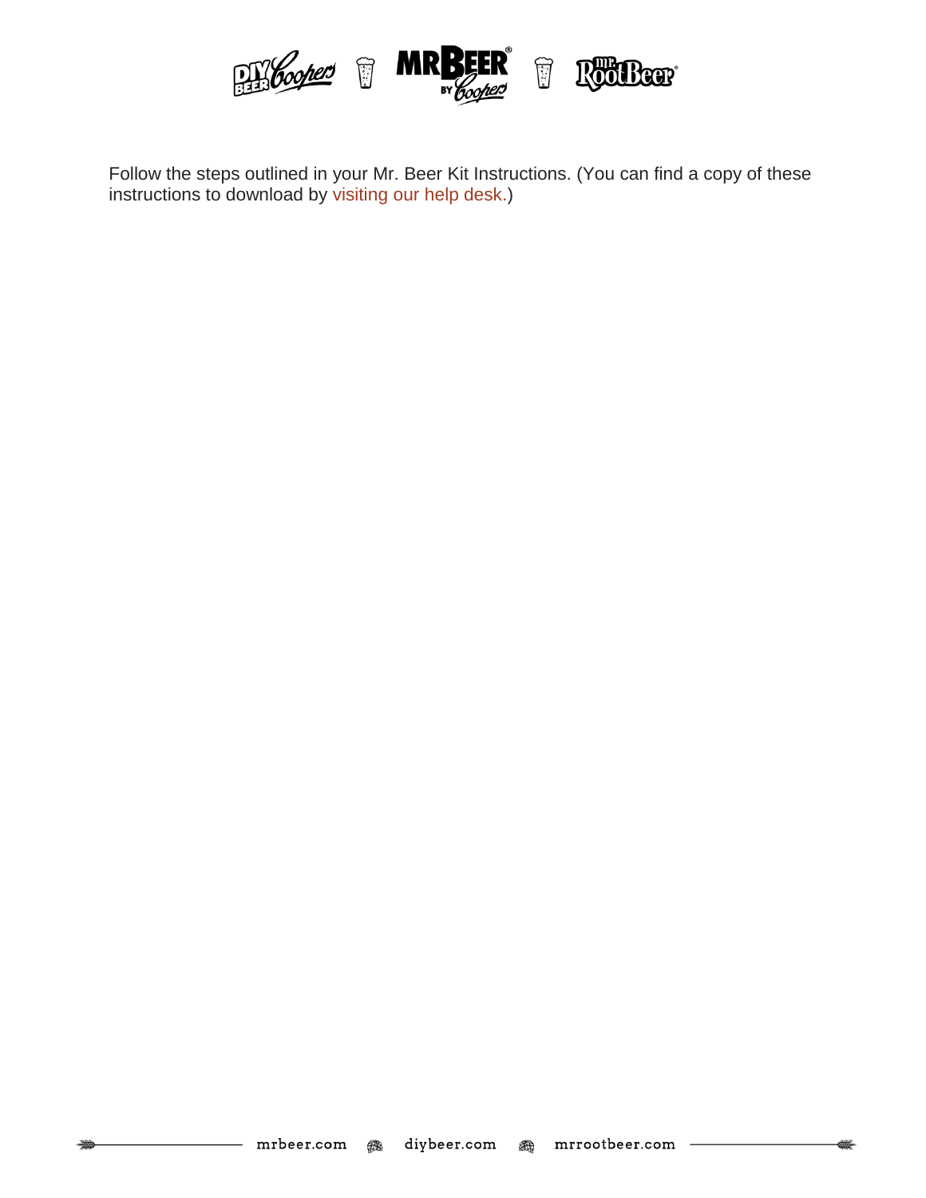Follow the steps outlined in your Mr. Beer Kit Instructions. (You can find a copy of these instructions to download by visiting our help desk.)